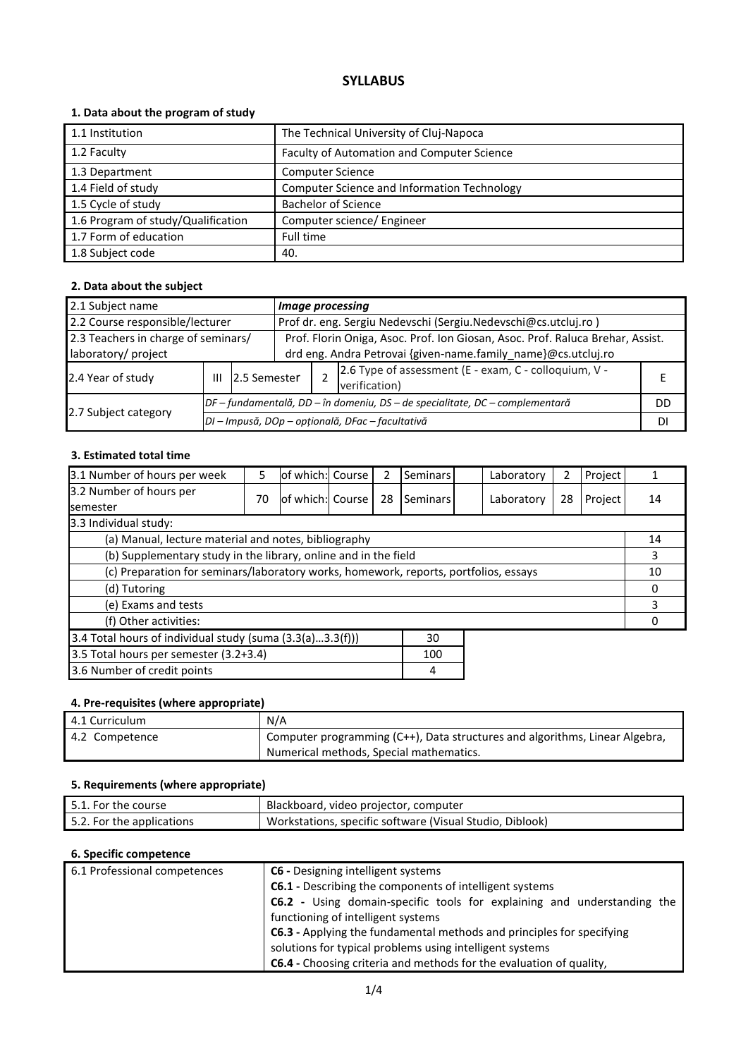# SYLLABUS

### 1. Data about the program of study

| | |
|---|---|
| 1.1 Institution | The Technical University of Cluj-Napoca |
| 1.2 Faculty | Faculty of Automation and Computer Science |
| 1.3 Department | Computer Science |
| 1.4 Field of study | Computer Science and Information Technology |
| 1.5 Cycle of study | Bachelor of Science |
| 1.6 Program of study/Qualification | Computer science/ Engineer |
| 1.7 Form of education | Full time |
| 1.8 Subject code | 40. |

### 2. Data about the subject

| | | | | | | |
|---|---|---|---|---|---|---|
| 2.1 Subject name | ***Image processing*** | | | | | |
| 2.2 Course responsible/lecturer | Prof dr. eng. Sergiu Nedevschi (Sergiu.Nedevschi@cs.utcluj.ro ) | | | | | |
| 2.3 Teachers in charge of seminars/ laboratory/ project | Prof. Florin Oniga, Asoc. Prof. Ion Giosan, Asoc. Prof. Raluca Brehar, Assist. drd eng. Andra Petrovai {given-name.family_name}@cs.utcluj.ro | | | | | |
| 2.4 Year of study | III | 2.5 Semester | 2 | 2.6 Type of assessment (E - exam, C - colloquium, V - verification) | | E |
| 2.7 Subject category | *DF – fundamentală, DD – în domeniu, DS – de specialitate, DC – complementară* | | | | | DD |
| | *DI – Impusă, DOp – opțională, DFac – facultativă* | | | | | DI |

### 3. Estimated total time

| | | | | | | | | | |
|---|---|---|---|---|---|---|---|---|---|
| 3.1 Number of hours per week | 5 | of which: Course | 2 | Seminars | | Laboratory | 2 | Project | 1 |
| 3.2 Number of hours per semester | 70 | of which: Course | 28 | Seminars | | Laboratory | 28 | Project | 14 |

| 3.3 Individual study: | |
|---|---|
| (a) Manual, lecture material and notes, bibliography | 14 |
| (b) Supplementary study in the library, online and in the field | 3 |
| (c) Preparation for seminars/laboratory works, homework, reports, portfolios, essays | 10 |
| (d) Tutoring | 0 |
| (e) Exams and tests | 3 |
| (f) Other activities: | 0 |

| | |
|---|---|
| 3.4 Total hours of individual study (suma (3.3(a)...3.3(f))) | 30 |
| 3.5 Total hours per semester (3.2+3.4) | 100 |
| 3.6 Number of credit points | 4 |

### 4. Pre-requisites (where appropriate)

| | |
|---|---|
| 4.1 Curriculum | N/A |
| 4.2 Competence | Computer programming (C++), Data structures and algorithms, Linear Algebra, Numerical methods, Special mathematics. |

### 5. Requirements (where appropriate)

| | |
|---|---|
| 5.1. For the course | Blackboard, video projector, computer |
| 5.2. For the applications | Workstations, specific software (Visual Studio, Diblook) |

### 6. Specific competence

| | |
|---|---|
| 6.1 Professional competences | **C6 -** Designing intelligent systems<br>**C6.1 -** Describing the components of intelligent systems<br>**C6.2 -** Using domain-specific tools for explaining and understanding the functioning of intelligent systems<br>**C6.3 -** Applying the fundamental methods and principles for specifying solutions for typical problems using intelligent systems<br>**C6.4 -** Choosing criteria and methods for the evaluation of quality, |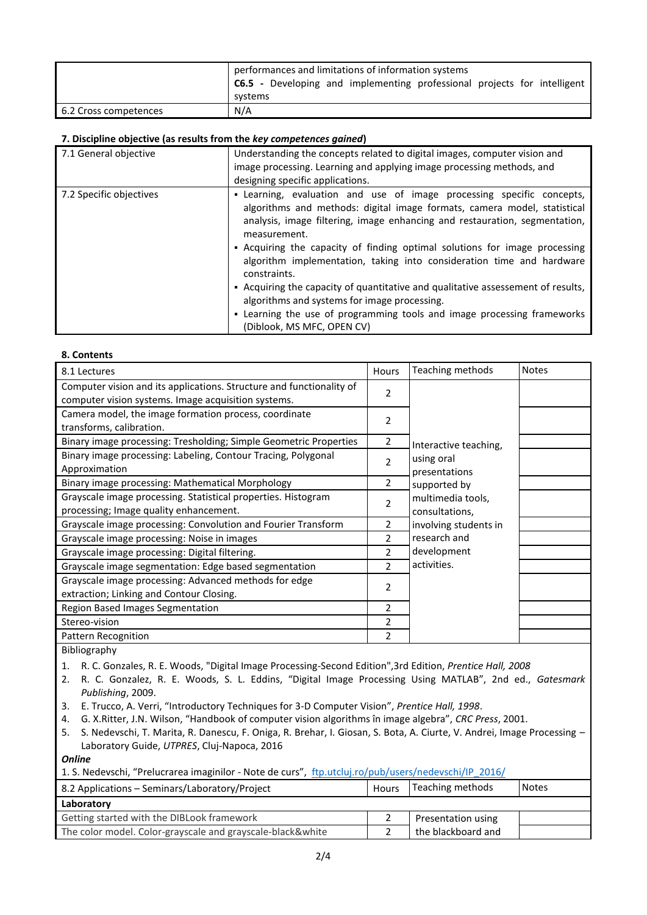|  |  |
|---|---|
|  | performances and limitations of information systems<br>**C6.5 -** Developing and implementing professional projects for intelligent systems |
| 6.2 Cross competences | N/A |

**7. Discipline objective (as results from the *key competences gained*)**

|  |  |
|---|---|
| 7.1 General objective | Understanding the concepts related to digital images, computer vision and image processing. Learning and applying image processing methods, and designing specific applications. |
| 7.2 Specific objectives | ▪ Learning, evaluation and use of image processing specific concepts, algorithms and methods: digital image formats, camera model, statistical analysis, image filtering, image enhancing and restauration, segmentation, measurement.<br>▪ Acquiring the capacity of finding optimal solutions for image processing algorithm implementation, taking into consideration time and hardware constraints.<br>▪ Acquiring the capacity of quantitative and qualitative assessement of results, algorithms and systems for image processing.<br>▪ Learning the use of programming tools and image processing frameworks (Diblook, MS MFC, OPEN CV) |

**8. Contents**

| 8.1 Lectures | Hours | Teaching methods | Notes |
|---|---|---|---|
| Computer vision and its applications. Structure and functionality of computer vision systems. Image acquisition systems. | 2 | Interactive teaching, using oral presentations supported by multimedia tools, consultations, involving students in research and development activities. | |
| Camera model, the image formation process, coordinate transforms, calibration. | 2 | | |
| Binary image processing: Tresholding; Simple Geometric Properties | 2 | | |
| Binary image processing: Labeling, Contour Tracing, Polygonal Approximation | 2 | | |
| Binary image processing: Mathematical Morphology | 2 | | |
| Grayscale image processing. Statistical properties. Histogram processing; Image quality enhancement. | 2 | | |
| Grayscale image processing: Convolution and Fourier Transform | 2 | | |
| Grayscale image processing: Noise in images | 2 | | |
| Grayscale image processing: Digital filtering. | 2 | | |
| Grayscale image segmentation: Edge based segmentation | 2 | | |
| Grayscale image processing: Advanced methods for edge extraction; Linking and Contour Closing. | 2 | | |
| Region Based Images Segmentation | 2 | | |
| Stereo-vision | 2 | | |
| Pattern Recognition | 2 | | |

Bibliography

1. R. C. Gonzales, R. E. Woods, "Digital Image Processing-Second Edition",3rd Edition, *Prentice Hall, 2008*
2. R. C. Gonzalez, R. E. Woods, S. L. Eddins, "Digital Image Processing Using MATLAB", 2nd ed., *Gatesmark Publishing*, 2009.
3. E. Trucco, A. Verri, "Introductory Techniques for 3-D Computer Vision", *Prentice Hall, 1998*.
4. G. X.Ritter, J.N. Wilson, "Handbook of computer vision algorithms în image algebra", *CRC Press*, 2001.
5. S. Nedevschi, T. Marita, R. Danescu, F. Oniga, R. Brehar, I. Giosan, S. Bota, A. Ciurte, V. Andrei, Image Processing – Laboratory Guide, *UTPRES*, Cluj-Napoca, 2016

***Online***

1. S. Nedevschi, "Prelucrarea imaginilor - Note de curs", [ftp.utcluj.ro/pub/users/nedevschi/IP_2016/](ftp.utcluj.ro/pub/users/nedevschi/IP_2016/)

| 8.2 Applications – Seminars/Laboratory/Project | Hours | Teaching methods | Notes |
|---|---|---|---|
| **Laboratory** | | | |
| Getting started with the DIBLook framework | 2 | Presentation using the blackboard and | |
| The color model. Color-grayscale and grayscale-black&white | 2 | | |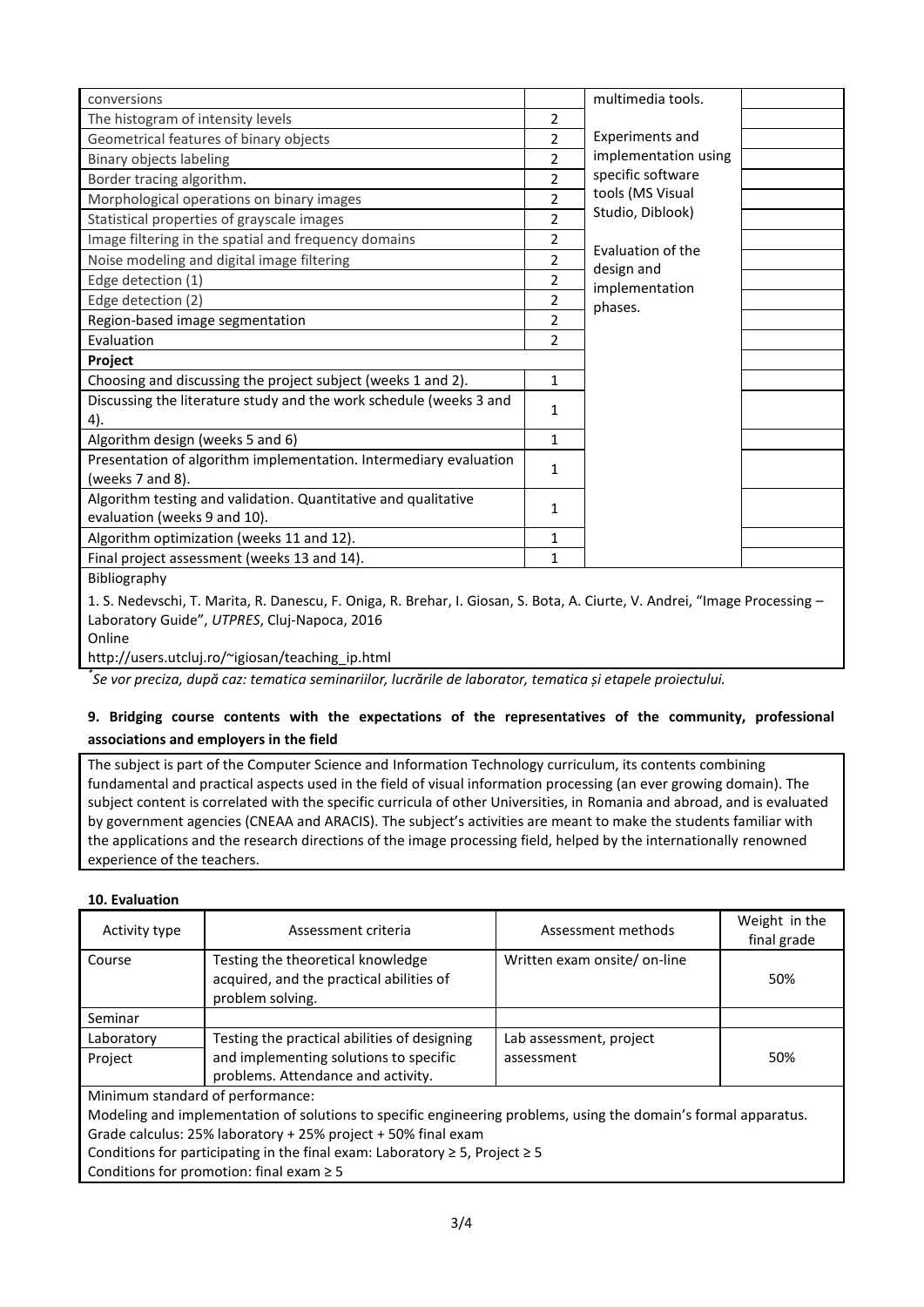| | | | |
|---|---|---|---|
| conversions | | multimedia tools.<br><br>Experiments and implementation using specific software tools (MS Visual Studio, Diblook)<br><br>Evaluation of the design and implementation phases. | |
| The histogram of intensity levels | 2 | | |
| Geometrical features of binary objects | 2 | | |
| Binary objects labeling | 2 | | |
| Border tracing algorithm. | 2 | | |
| Morphological operations on binary images | 2 | | |
| Statistical properties of grayscale images | 2 | | |
| Image filtering in the spatial and frequency domains | 2 | | |
| Noise modeling and digital image filtering | 2 | | |
| Edge detection (1) | 2 | | |
| Edge detection (2) | 2 | | |
| Region-based image segmentation | 2 | | |
| Evaluation | 2 | | |
| **Project** | | | |
| Choosing and discussing the project subject (weeks 1 and 2). | 1 | | |
| Discussing the literature study and the work schedule (weeks 3 and 4). | 1 | | |
| Algorithm design (weeks 5 and 6) | 1 | | |
| Presentation of algorithm implementation. Intermediary evaluation (weeks 7 and 8). | 1 | | |
| Algorithm testing and validation. Quantitative and qualitative evaluation (weeks 9 and 10). | 1 | | |
| Algorithm optimization (weeks 11 and 12). | 1 | | |
| Final project assessment (weeks 13 and 14). | 1 | | |

Bibliography

1. S. Nedevschi, T. Marita, R. Danescu, F. Oniga, R. Brehar, I. Giosan, S. Bota, A. Ciurte, V. Andrei, "Image Processing – Laboratory Guide", *UTPRES*, Cluj-Napoca, 2016

Online

http://users.utcluj.ro/~igiosan/teaching_ip.html

*Se vor preciza, după caz: tematica seminariilor, lucrările de laborator, tematica și etapele proiectului.*

### 9. Bridging course contents with the expectations of the representatives of the community, professional associations and employers in the field

The subject is part of the Computer Science and Information Technology curriculum, its contents combining fundamental and practical aspects used in the field of visual information processing (an ever growing domain). The subject content is correlated with the specific curricula of other Universities, in Romania and abroad, and is evaluated by government agencies (CNEAA and ARACIS). The subject's activities are meant to make the students familiar with the applications and the research directions of the image processing field, helped by the internationally renowned experience of the teachers.

### 10. Evaluation

| Activity type | Assessment criteria | Assessment methods | Weight in the final grade |
|---|---|---|---|
| Course | Testing the theoretical knowledge acquired, and the practical abilities of problem solving. | Written exam onsite/ on-line | 50% |
| Seminar | | | |
| Laboratory<br>Project | Testing the practical abilities of designing and implementing solutions to specific problems. Attendance and activity. | Lab assessment, project assessment | 50% |

Minimum standard of performance:
Modeling and implementation of solutions to specific engineering problems, using the domain's formal apparatus.
Grade calculus: 25% laboratory + 25% project + 50% final exam
Conditions for participating in the final exam: Laboratory ≥ 5, Project ≥ 5
Conditions for promotion: final exam ≥ 5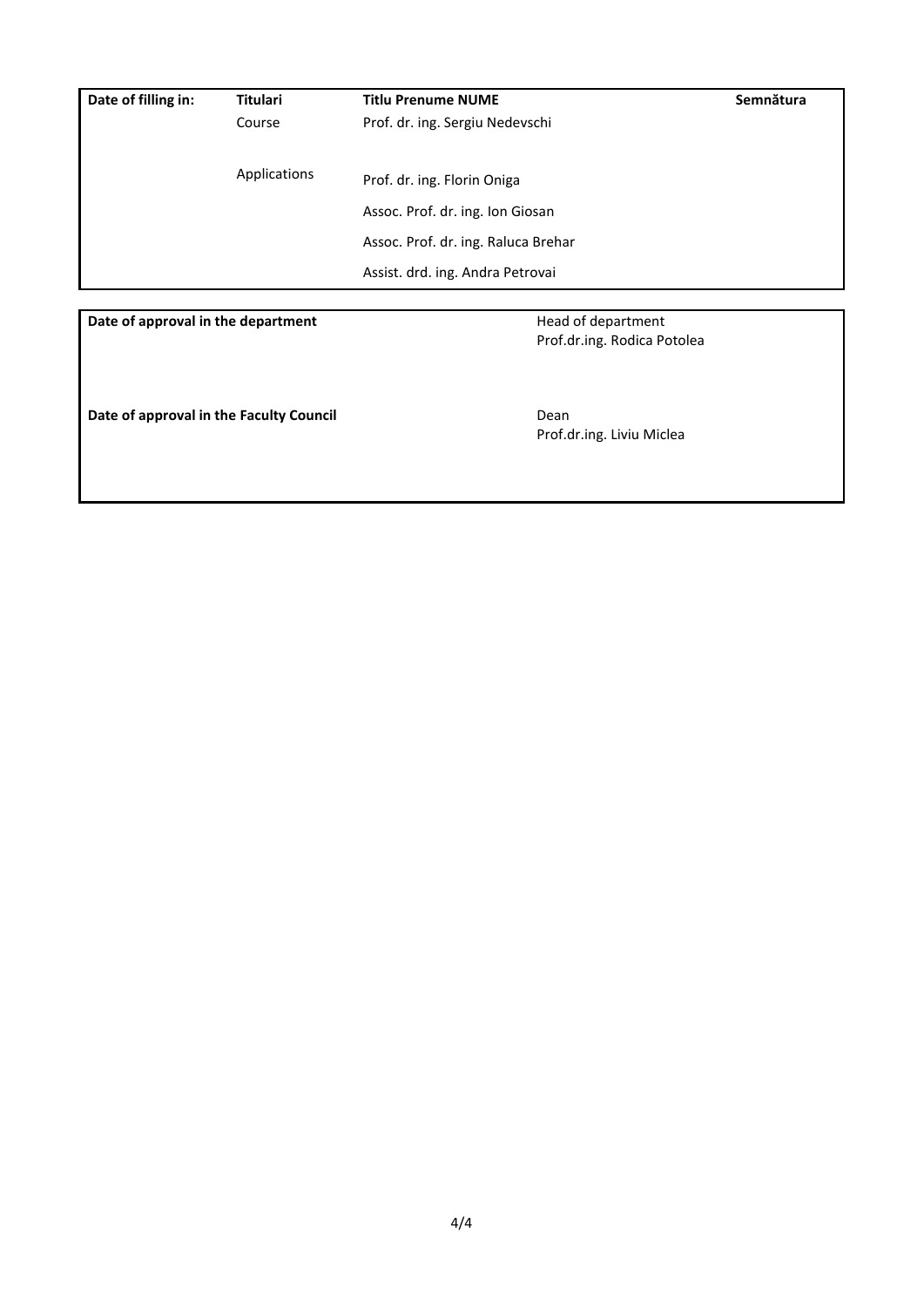| Date of filling in: | Titulari | Titlu Prenume NUME | Semnătura |
|---|---|---|---|
| | Course | Prof. dr. ing. Sergiu Nedevschi | |
| | Applications | Prof. dr. ing. Florin Oniga | |
| | | Assoc. Prof. dr. ing. Ion Giosan | |
| | | Assoc. Prof. dr. ing. Raluca Brehar | |
| | | Assist. drd. ing. Andra Petrovai | |

| | |
|---|---|
| **Date of approval in the department** | Head of department<br>Prof.dr.ing. Rodica Potolea |
| **Date of approval in the Faculty Council** | Dean<br>Prof.dr.ing. Liviu Miclea |